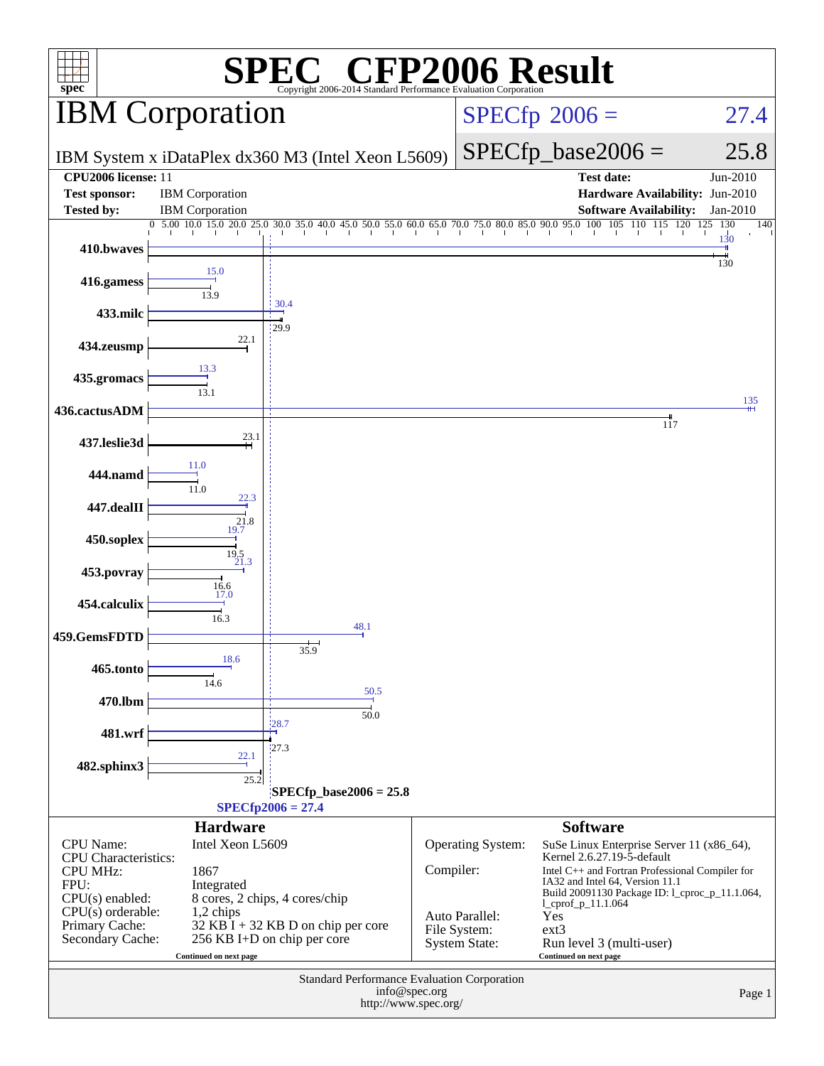# SPEC CFP2006 Result

Copyright 2006-2014 Standard Performance Evaluation Corporation

## IBM Corporation

IBM System x iDataPlex dx360 M3 (Intel Xeon L5609)

SPECfp 2006 = 27.4

SPECfp_base2006 = 25.8

| | | | |
|---|---|---|---|
| **CPU2006 license:** 11 | | **Test date:** | Jun-2010 |
| **Test sponsor:** | IBM Corporation | **Hardware Availability:** | Jun-2010 |
| **Tested by:** | IBM Corporation | **Software Availability:** | Jan-2010 |

| Benchmark | Peak | Base |
|---|---|---|
| 410.bwaves | 130 | 130 |
| 416.gamess | 15.0 | 13.9 |
| 433.milc | 30.4 | 29.9 |
| 434.zeusmp | | 22.1 |
| 435.gromacs | 13.3 | 13.1 |
| 436.cactusADM | 135 | 117 |
| 437.leslie3d | | 23.1 |
| 444.namd | 11.0 | 11.0 |
| 447.dealII | 22.3 | 21.8 |
| 450.soplex | 19.7 | 19.5 |
| 453.povray | 21.3 | 16.6 |
| 454.calculix | 17.0 | 16.3 |
| 459.GemsFDTD | 48.1 | 35.9 |
| 465.tonto | 18.6 | 14.6 |
| 470.lbm | 50.5 | 50.0 |
| 481.wrf | 28.7 | 27.3 |
| 482.sphinx3 | 22.1 | 25.2 |

SPECfp_base2006 = 25.8

SPECfp2006 = 27.4

### Hardware

| | |
|---|---|
| CPU Name: | Intel Xeon L5609 |
| CPU Characteristics: | |
| CPU MHz: | 1867 |
| FPU: | Integrated |
| CPU(s) enabled: | 8 cores, 2 chips, 4 cores/chip |
| CPU(s) orderable: | 1,2 chips |
| Primary Cache: | 32 KB I + 32 KB D on chip per core |
| Secondary Cache: | 256 KB I+D on chip per core |

Continued on next page

### Software

| | |
|---|---|
| Operating System: | SuSe Linux Enterprise Server 11 (x86_64), Kernel 2.6.27.19-5-default |
| Compiler: | Intel C++ and Fortran Professional Compiler for IA32 and Intel 64, Version 11.1 Build 20091130 Package ID: l_cproc_p_11.1.064, l_cprof_p_11.1.064 |
| Auto Parallel: | Yes |
| File System: | ext3 |
| System State: | Run level 3 (multi-user) |

Continued on next page

Standard Performance Evaluation Corporation
info@spec.org
http://www.spec.org/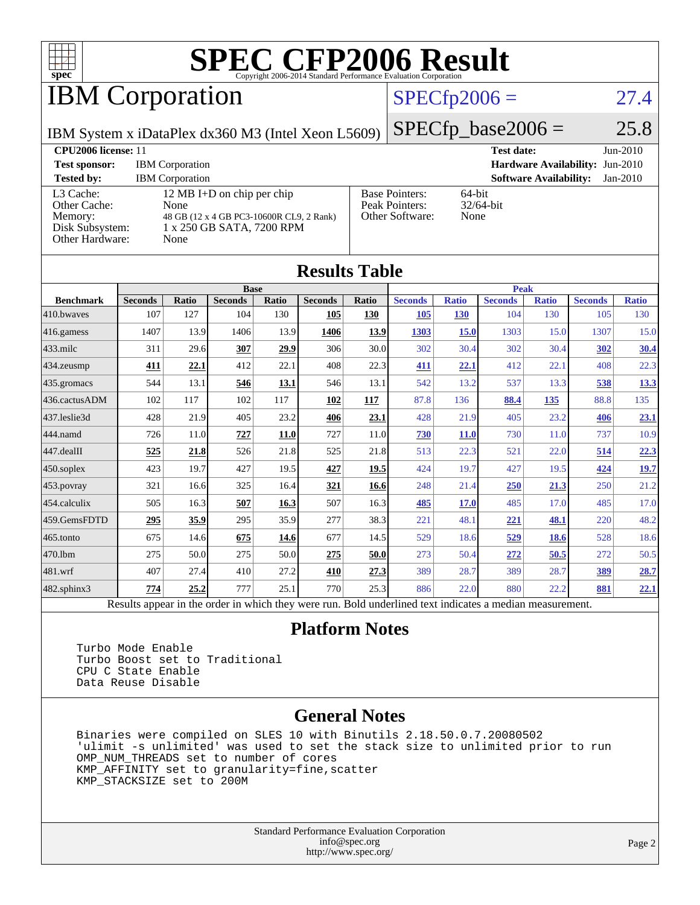# SPEC CFP2006 Result

Copyright 2006-2014 Standard Performance Evaluation Corporation

## IBM Corporation

IBM System x iDataPlex dx360 M3 (Intel Xeon L5609)

SPECfp2006 = 27.4

SPECfp_base2006 = 25.8

| | | | |
|---|---|---|---|
| **CPU2006 license:** 11 | | **Test date:** | Jun-2010 |
| **Test sponsor:** | IBM Corporation | **Hardware Availability:** | Jun-2010 |
| **Tested by:** | IBM Corporation | **Software Availability:** | Jan-2010 |

| | | | |
|---|---|---|---|
| L3 Cache: | 12 MB I+D on chip per chip | Base Pointers: | 64-bit |
| Other Cache: | None | Peak Pointers: | 32/64-bit |
| Memory: | 48 GB (12 x 4 GB PC3-10600R CL9, 2 Rank) | Other Software: | None |
| Disk Subsystem: | 1 x 250 GB SATA, 7200 RPM | | |
| Other Hardware: | None | | |

## Results Table

| | Base | | | | | | Peak | | | | | |
|---|---|---|---|---|---|---|---|---|---|---|---|---|
| **Benchmark** | **Seconds** | **Ratio** | **Seconds** | **Ratio** | **Seconds** | **Ratio** | **Seconds** | **Ratio** | **Seconds** | **Ratio** | **Seconds** | **Ratio** |
| 410.bwaves | 107 | 127 | 104 | 130 | **105** | **130** | **105** | **130** | 104 | 130 | 105 | 130 |
| 416.gamess | 1407 | 13.9 | 1406 | 13.9 | **1406** | **13.9** | **1303** | **15.0** | 1303 | 15.0 | 1307 | 15.0 |
| 433.milc | 311 | 29.6 | **307** | **29.9** | 306 | 30.0 | 302 | 30.4 | 302 | 30.4 | **302** | **30.4** |
| 434.zeusmp | **411** | **22.1** | 412 | 22.1 | 408 | 22.3 | **411** | **22.1** | 412 | 22.1 | 408 | 22.3 |
| 435.gromacs | 544 | 13.1 | **546** | **13.1** | 546 | 13.1 | 542 | 13.2 | 537 | 13.3 | **538** | **13.3** |
| 436.cactusADM | 102 | 117 | 102 | 117 | **102** | **117** | 87.8 | 136 | **88.4** | **135** | 88.8 | 135 |
| 437.leslie3d | 428 | 21.9 | 405 | 23.2 | **406** | **23.1** | 428 | 21.9 | 405 | 23.2 | **406** | **23.1** |
| 444.namd | 726 | 11.0 | **727** | **11.0** | 727 | 11.0 | **730** | **11.0** | 730 | 11.0 | 737 | 10.9 |
| 447.dealII | **525** | **21.8** | 526 | 21.8 | 525 | 21.8 | 513 | 22.3 | 521 | 22.0 | **514** | **22.3** |
| 450.soplex | 423 | 19.7 | 427 | 19.5 | **427** | **19.5** | 424 | 19.7 | 427 | 19.5 | **424** | **19.7** |
| 453.povray | 321 | 16.6 | 325 | 16.4 | **321** | **16.6** | 248 | 21.4 | **250** | **21.3** | 250 | 21.2 |
| 454.calculix | 505 | 16.3 | **507** | **16.3** | 507 | 16.3 | **485** | **17.0** | 485 | 17.0 | 485 | 17.0 |
| 459.GemsFDTD | **295** | **35.9** | 295 | 35.9 | 277 | 38.3 | 221 | 48.1 | **221** | **48.1** | 220 | 48.2 |
| 465.tonto | 675 | 14.6 | **675** | **14.6** | 677 | 14.5 | 529 | 18.6 | **529** | **18.6** | 528 | 18.6 |
| 470.lbm | 275 | 50.0 | 275 | 50.0 | **275** | **50.0** | 273 | 50.4 | **272** | **50.5** | 272 | 50.5 |
| 481.wrf | 407 | 27.4 | 410 | 27.2 | **410** | **27.3** | 389 | 28.7 | 389 | 28.7 | **389** | **28.7** |
| 482.sphinx3 | **774** | **25.2** | 777 | 25.1 | 770 | 25.3 | 886 | 22.0 | 880 | 22.2 | **881** | **22.1** |

Results appear in the order in which they were run. Bold underlined text indicates a median measurement.

## Platform Notes

```
Turbo Mode Enable
Turbo Boost set to Traditional
CPU C State Enable
Data Reuse Disable
```

## General Notes

```
Binaries were compiled on SLES 10 with Binutils 2.18.50.0.7.20080502
'ulimit -s unlimited' was used to set the stack size to unlimited prior to run
OMP_NUM_THREADS set to number of cores
KMP_AFFINITY set to granularity=fine,scatter
KMP_STACKSIZE set to 200M
```

Standard Performance Evaluation Corporation
info@spec.org
http://www.spec.org/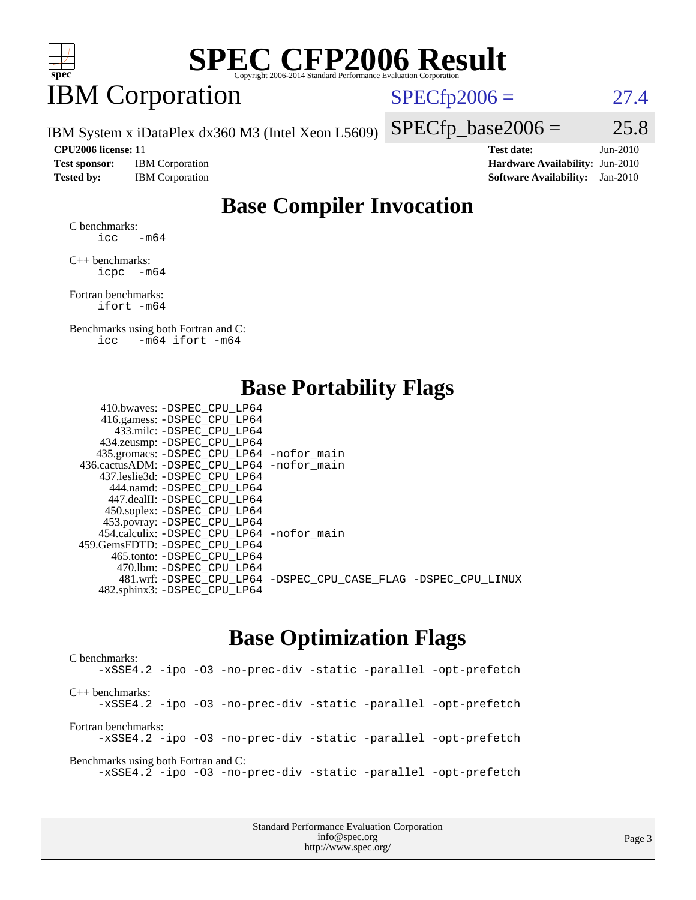# SPEC CFP2006 Result

Copyright 2006-2014 Standard Performance Evaluation Corporation

## IBM Corporation

IBM System x iDataPlex dx360 M3 (Intel Xeon L5609)

SPECfp2006 = 27.4

SPECfp_base2006 = 25.8

| | | | |
|---|---|---|---|
| **CPU2006 license:** 11 | | **Test date:** | Jun-2010 |
| **Test sponsor:** | IBM Corporation | **Hardware Availability:** | Jun-2010 |
| **Tested by:** | IBM Corporation | **Software Availability:** | Jan-2010 |

## Base Compiler Invocation

C benchmarks:
```
icc  -m64
```

C++ benchmarks:
```
icpc  -m64
```

Fortran benchmarks:
```
ifort -m64
```

Benchmarks using both Fortran and C:
```
icc  -m64 ifort -m64
```

## Base Portability Flags

```
410.bwaves: -DSPEC_CPU_LP64
416.gamess: -DSPEC_CPU_LP64
433.milc: -DSPEC_CPU_LP64
434.zeusmp: -DSPEC_CPU_LP64
435.gromacs: -DSPEC_CPU_LP64 -nofor_main
436.cactusADM: -DSPEC_CPU_LP64 -nofor_main
437.leslie3d: -DSPEC_CPU_LP64
444.namd: -DSPEC_CPU_LP64
447.dealII: -DSPEC_CPU_LP64
450.soplex: -DSPEC_CPU_LP64
453.povray: -DSPEC_CPU_LP64
454.calculix: -DSPEC_CPU_LP64 -nofor_main
459.GemsFDTD: -DSPEC_CPU_LP64
465.tonto: -DSPEC_CPU_LP64
470.lbm: -DSPEC_CPU_LP64
481.wrf: -DSPEC_CPU_LP64 -DSPEC_CPU_CASE_FLAG -DSPEC_CPU_LINUX
482.sphinx3: -DSPEC_CPU_LP64
```

## Base Optimization Flags

C benchmarks:
```
-xSSE4.2 -ipo -O3 -no-prec-div -static -parallel -opt-prefetch
```

C++ benchmarks:
```
-xSSE4.2 -ipo -O3 -no-prec-div -static -parallel -opt-prefetch
```

Fortran benchmarks:
```
-xSSE4.2 -ipo -O3 -no-prec-div -static -parallel -opt-prefetch
```

Benchmarks using both Fortran and C:
```
-xSSE4.2 -ipo -O3 -no-prec-div -static -parallel -opt-prefetch
```

Standard Performance Evaluation Corporation
info@spec.org
http://www.spec.org/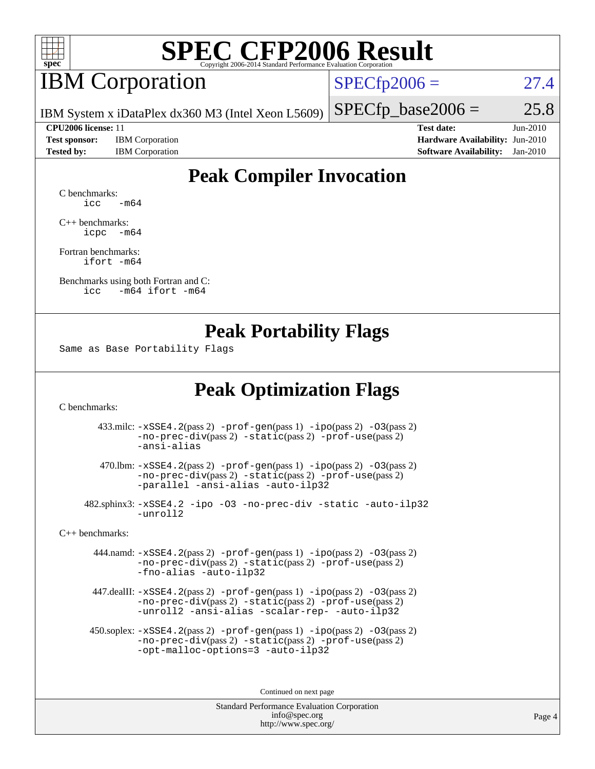# SPEC CFP2006 Result

Copyright 2006-2014 Standard Performance Evaluation Corporation

## IBM Corporation

IBM System x iDataPlex dx360 M3 (Intel Xeon L5609)

| | |
|---|---|
| SPECfp2006 = | 27.4 |
| SPECfp_base2006 = | 25.8 |

| | | | |
|---|---|---|---|
| **CPU2006 license:** | 11 | **Test date:** | Jun-2010 |
| **Test sponsor:** | IBM Corporation | **Hardware Availability:** | Jun-2010 |
| **Tested by:** | IBM Corporation | **Software Availability:** | Jan-2010 |

## Peak Compiler Invocation

C benchmarks:
```
icc   -m64
```

C++ benchmarks:
```
icpc  -m64
```

Fortran benchmarks:
```
ifort -m64
```

Benchmarks using both Fortran and C:
```
icc   -m64 ifort -m64
```

## Peak Portability Flags

Same as Base Portability Flags

## Peak Optimization Flags

C benchmarks:

433.milc: -xSSE4.2(pass 2) -prof-gen(pass 1) -ipo(pass 2) -O3(pass 2) -no-prec-div(pass 2) -static(pass 2) -prof-use(pass 2) -ansi-alias

470.lbm: -xSSE4.2(pass 2) -prof-gen(pass 1) -ipo(pass 2) -O3(pass 2) -no-prec-div(pass 2) -static(pass 2) -prof-use(pass 2) -parallel -ansi-alias -auto-ilp32

482.sphinx3: -xSSE4.2 -ipo -O3 -no-prec-div -static -auto-ilp32 -unroll2

C++ benchmarks:

444.namd: -xSSE4.2(pass 2) -prof-gen(pass 1) -ipo(pass 2) -O3(pass 2) -no-prec-div(pass 2) -static(pass 2) -prof-use(pass 2) -fno-alias -auto-ilp32

447.dealII: -xSSE4.2(pass 2) -prof-gen(pass 1) -ipo(pass 2) -O3(pass 2) -no-prec-div(pass 2) -static(pass 2) -prof-use(pass 2) -unroll2 -ansi-alias -scalar-rep- -auto-ilp32

450.soplex: -xSSE4.2(pass 2) -prof-gen(pass 1) -ipo(pass 2) -O3(pass 2) -no-prec-div(pass 2) -static(pass 2) -prof-use(pass 2) -opt-malloc-options=3 -auto-ilp32

Continued on next page

Standard Performance Evaluation Corporation
info@spec.org
http://www.spec.org/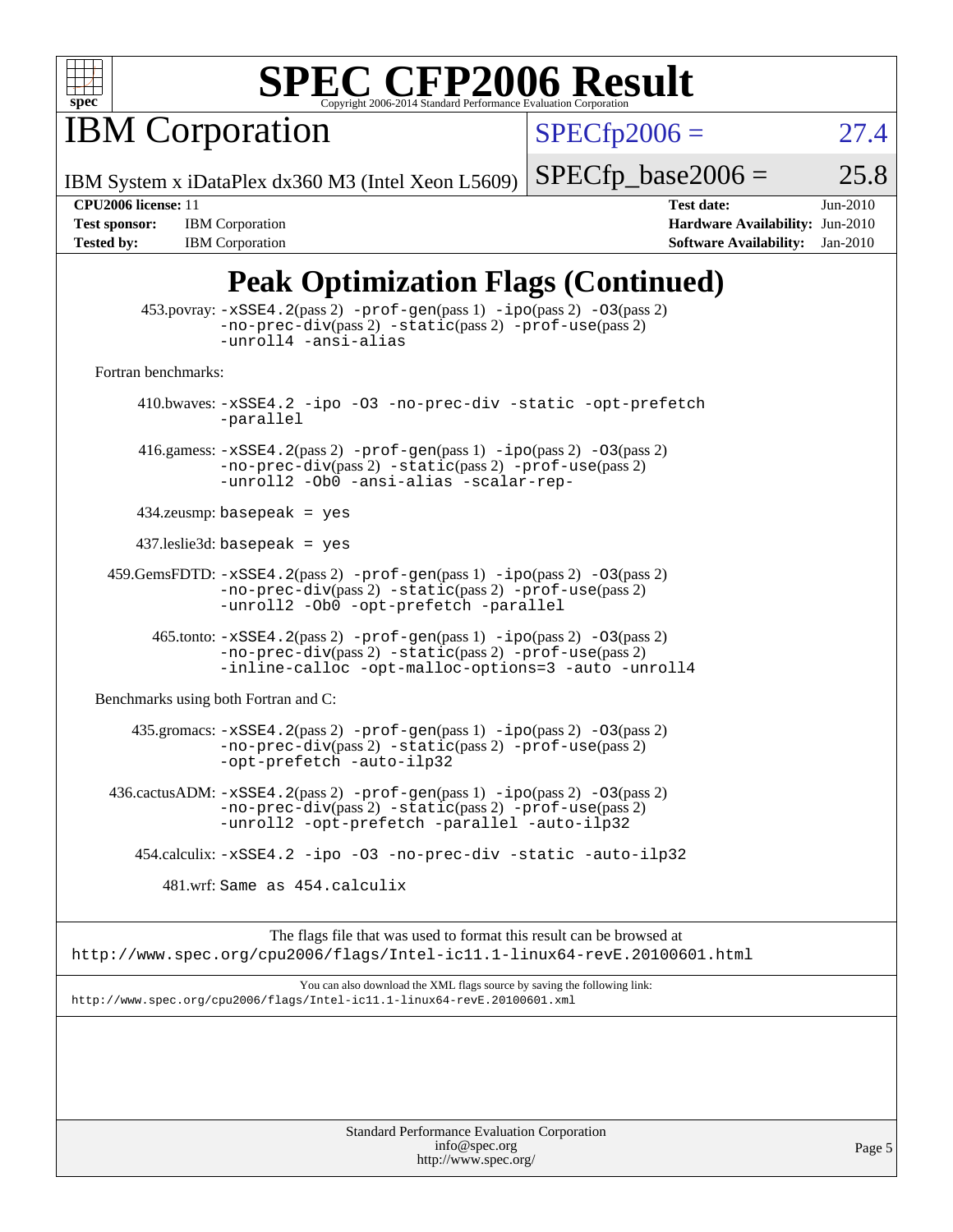# SPEC CFP2006 Result

Copyright 2006-2014 Standard Performance Evaluation Corporation

## IBM Corporation

IBM System x iDataPlex dx360 M3 (Intel Xeon L5609)

SPECfp2006 = 27.4

SPECfp_base2006 = 25.8

**CPU2006 license:** 11
**Test sponsor:** IBM Corporation
**Tested by:** IBM Corporation

**Test date:** Jun-2010
**Hardware Availability:** Jun-2010
**Software Availability:** Jan-2010

## Peak Optimization Flags (Continued)

453.povray: `-xSSE4.2`(pass 2) `-prof-gen`(pass 1) `-ipo`(pass 2) `-O3`(pass 2) `-no-prec-div`(pass 2) `-static`(pass 2) `-prof-use`(pass 2) `-unroll4 -ansi-alias`

Fortran benchmarks:

410.bwaves: `-xSSE4.2 -ipo -O3 -no-prec-div -static -opt-prefetch -parallel`

416.gamess: `-xSSE4.2`(pass 2) `-prof-gen`(pass 1) `-ipo`(pass 2) `-O3`(pass 2) `-no-prec-div`(pass 2) `-static`(pass 2) `-prof-use`(pass 2) `-unroll2 -Ob0 -ansi-alias -scalar-rep-`

434.zeusmp: `basepeak = yes`

437.leslie3d: `basepeak = yes`

459.GemsFDTD: `-xSSE4.2`(pass 2) `-prof-gen`(pass 1) `-ipo`(pass 2) `-O3`(pass 2) `-no-prec-div`(pass 2) `-static`(pass 2) `-prof-use`(pass 2) `-unroll2 -Ob0 -opt-prefetch -parallel`

465.tonto: `-xSSE4.2`(pass 2) `-prof-gen`(pass 1) `-ipo`(pass 2) `-O3`(pass 2) `-no-prec-div`(pass 2) `-static`(pass 2) `-prof-use`(pass 2) `-inline-calloc -opt-malloc-options=3 -auto -unroll4`

Benchmarks using both Fortran and C:

435.gromacs: `-xSSE4.2`(pass 2) `-prof-gen`(pass 1) `-ipo`(pass 2) `-O3`(pass 2) `-no-prec-div`(pass 2) `-static`(pass 2) `-prof-use`(pass 2) `-opt-prefetch -auto-ilp32`

436.cactusADM: `-xSSE4.2`(pass 2) `-prof-gen`(pass 1) `-ipo`(pass 2) `-O3`(pass 2) `-no-prec-div`(pass 2) `-static`(pass 2) `-prof-use`(pass 2) `-unroll2 -opt-prefetch -parallel -auto-ilp32`

454.calculix: `-xSSE4.2 -ipo -O3 -no-prec-div -static -auto-ilp32`

481.wrf: `Same as 454.calculix`

The flags file that was used to format this result can be browsed at
http://www.spec.org/cpu2006/flags/Intel-ic11.1-linux64-revE.20100601.html

You can also download the XML flags source by saving the following link:
http://www.spec.org/cpu2006/flags/Intel-ic11.1-linux64-revE.20100601.xml

Standard Performance Evaluation Corporation
info@spec.org
http://www.spec.org/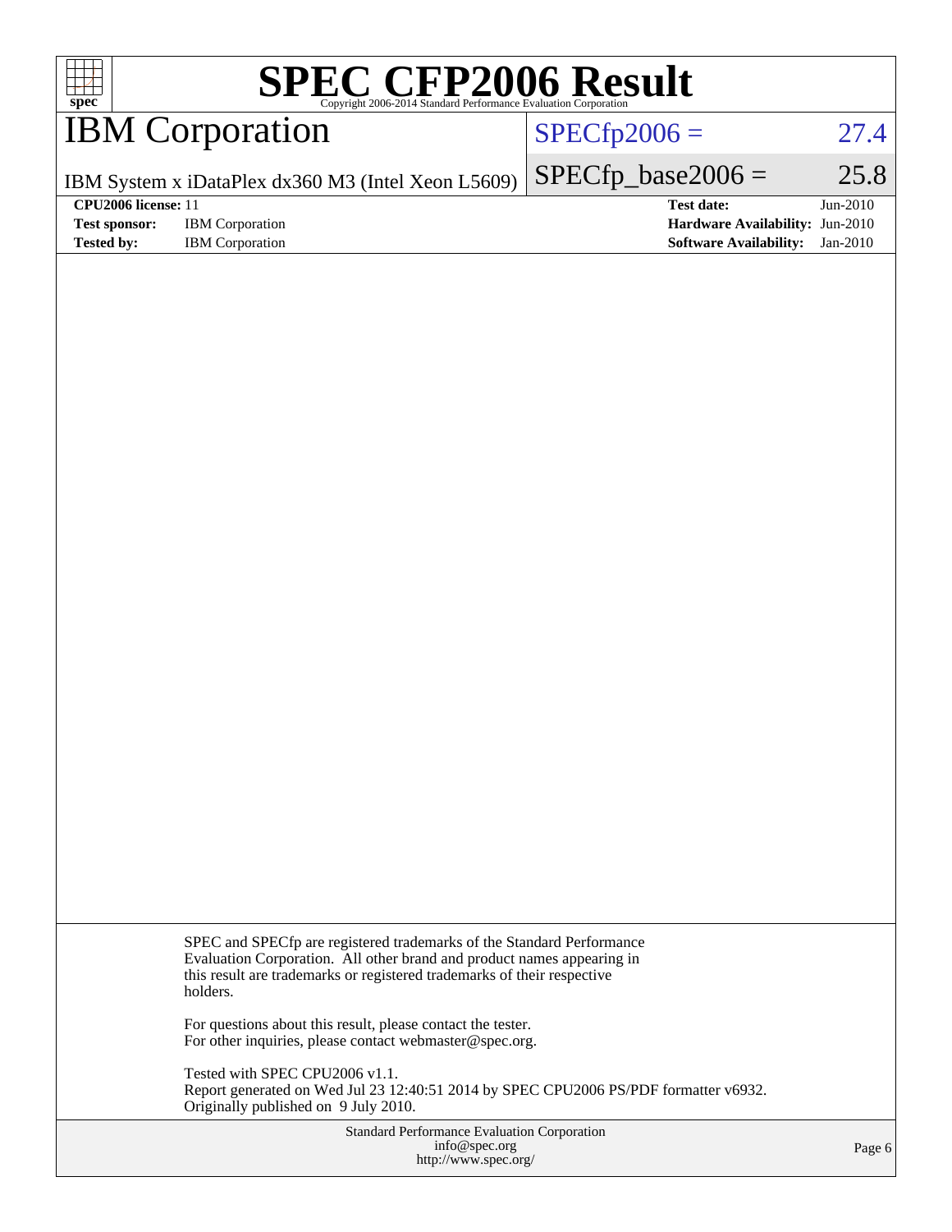# SPEC CFP2006 Result

Copyright 2006-2014 Standard Performance Evaluation Corporation

## IBM Corporation

IBM System x iDataPlex dx360 M3 (Intel Xeon L5609)

$\text{SPECfp2006} =$ 27.4

$\text{SPECfp\_base2006} =$ 25.8

| | | | |
|---|---|---|---|
| **CPU2006 license:** | 11 | **Test date:** | Jun-2010 |
| **Test sponsor:** | IBM Corporation | **Hardware Availability:** | Jun-2010 |
| **Tested by:** | IBM Corporation | **Software Availability:** | Jan-2010 |

SPEC and SPECfp are registered trademarks of the Standard Performance Evaluation Corporation. All other brand and product names appearing in this result are trademarks or registered trademarks of their respective holders.

For questions about this result, please contact the tester.
For other inquiries, please contact webmaster@spec.org.

Tested with SPEC CPU2006 v1.1.
Report generated on Wed Jul 23 12:40:51 2014 by SPEC CPU2006 PS/PDF formatter v6932.
Originally published on 9 July 2010.

Standard Performance Evaluation Corporation
info@spec.org
http://www.spec.org/